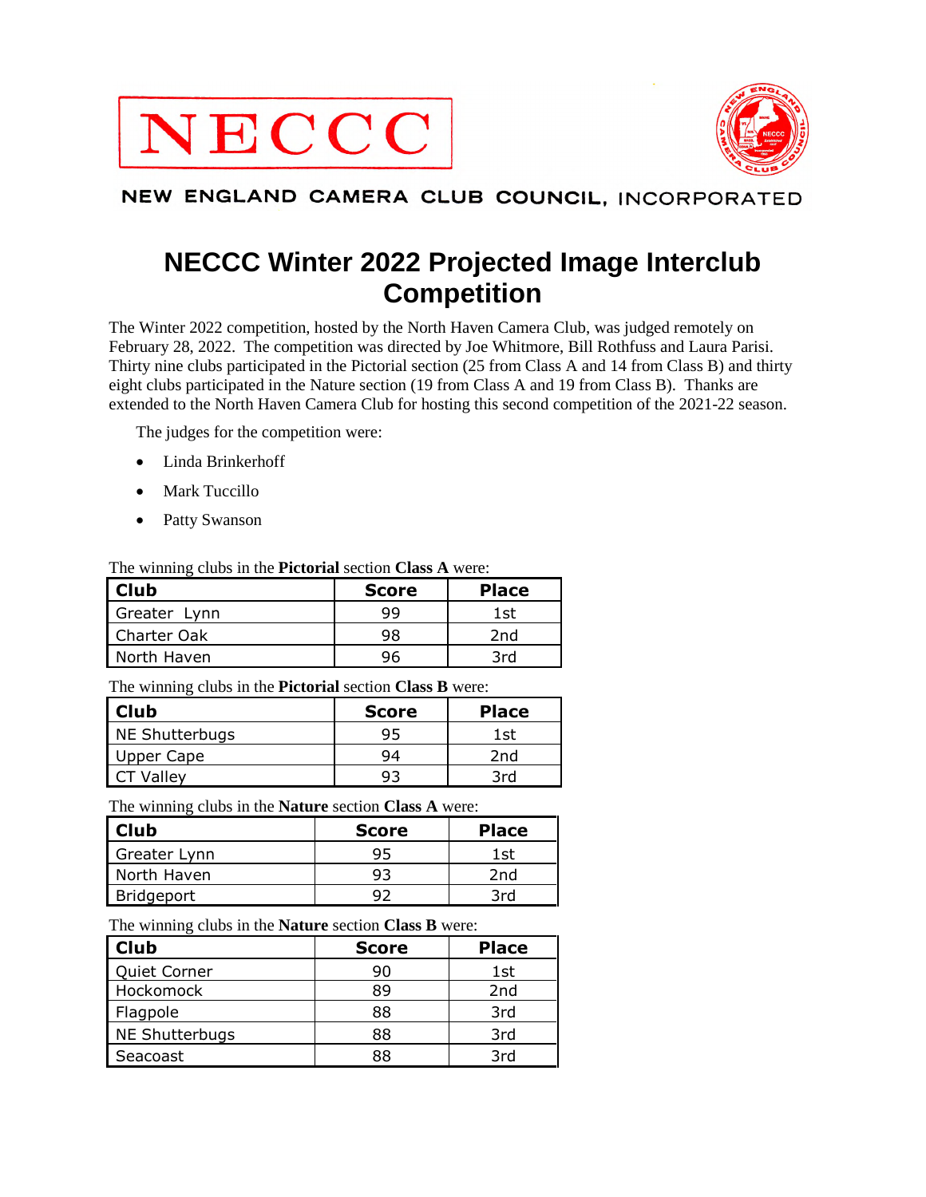NECCC

NEW ENGLAND CAMERA CLUB COUNCIL, INCORPORATED

# NECCC Winter 2022 Projected Image Interclub Competition

The Winter 2022 competition, hosted by the North Haven Camera Club, was judged remotely on February 28, 2022. The competition was directed by Joe Whitmore, Bill Rothfuss and Laura Parisi. Thirty nine clubs participated in the Pictorial section (25 from Class A and 14 from Class B) and thirty eight clubs participated in the Nature section (19 from Class A and 19 from Class B). Thanks are extended to the North Haven Camera Club for hosting this second competition of the 2021-22 season.

The judges for the competition were:

- Linda Brinkerhoff
- Mark Tuccillo
- Patty Swanson

The winning clubs in the **Pictorial** section **Class A** were:

| Club | Score | Place |
|---|---|---|
| Greater Lynn | 99 | 1st |
| Charter Oak | 98 | 2nd |
| North Haven | 96 | 3rd |

The winning clubs in the **Pictorial** section **Class B** were:

| Club | Score | Place |
|---|---|---|
| NE Shutterbugs | 95 | 1st |
| Upper Cape | 94 | 2nd |
| CT Valley | 93 | 3rd |

The winning clubs in the **Nature** section **Class A** were:

| Club | Score | Place |
|---|---|---|
| Greater Lynn | 95 | 1st |
| North Haven | 93 | 2nd |
| Bridgeport | 92 | 3rd |

The winning clubs in the **Nature** section **Class B** were:

| Club | Score | Place |
|---|---|---|
| Quiet Corner | 90 | 1st |
| Hockomock | 89 | 2nd |
| Flagpole | 88 | 3rd |
| NE Shutterbugs | 88 | 3rd |
| Seacoast | 88 | 3rd |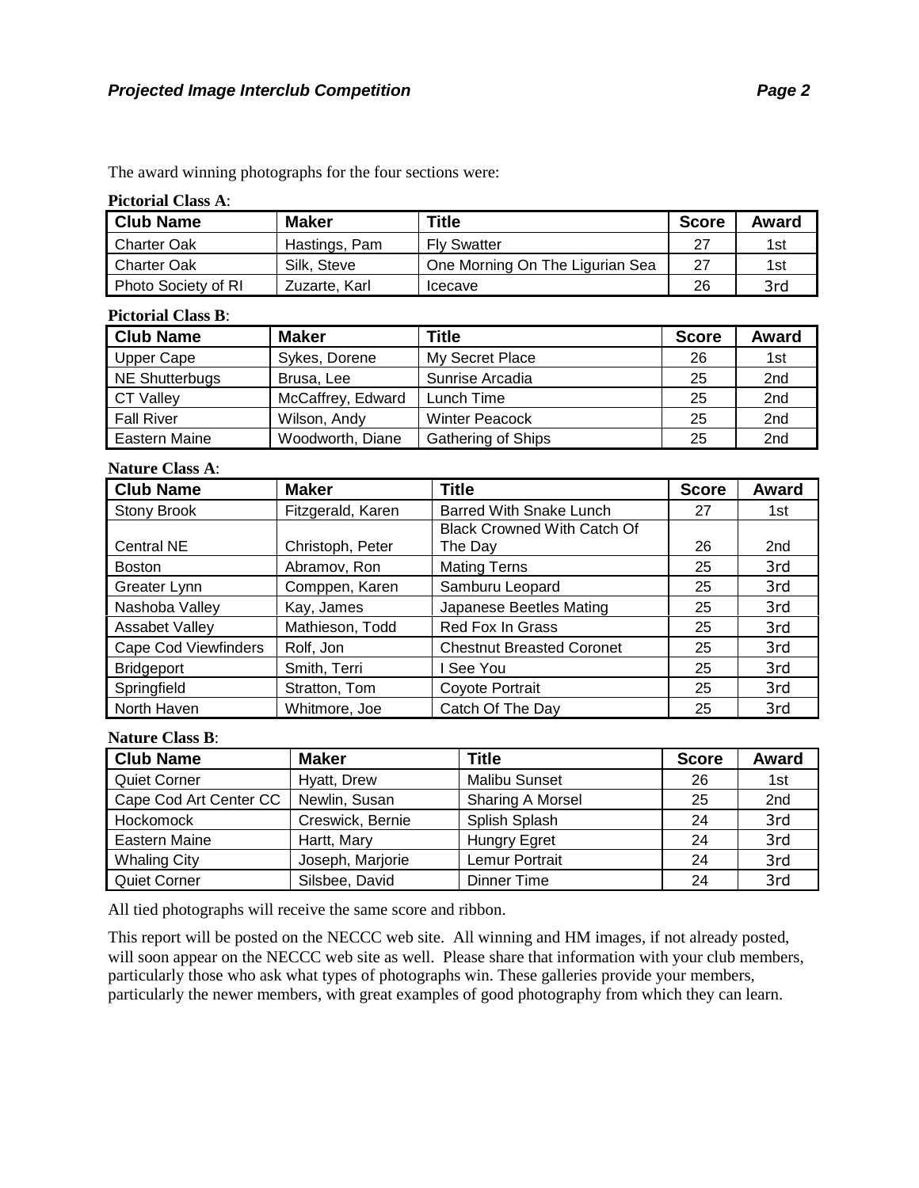The award winning photographs for the four sections were:

**Pictorial Class A**:

| Club Name | Maker | Title | Score | Award |
|---|---|---|---|---|
| Charter Oak | Hastings, Pam | Fly Swatter | 27 | 1st |
| Charter Oak | Silk, Steve | One Morning On The Ligurian Sea | 27 | 1st |
| Photo Society of RI | Zuzarte, Karl | Icecave | 26 | 3rd |

**Pictorial Class B**:

| Club Name | Maker | Title | Score | Award |
|---|---|---|---|---|
| Upper Cape | Sykes, Dorene | My Secret Place | 26 | 1st |
| NE Shutterbugs | Brusa, Lee | Sunrise Arcadia | 25 | 2nd |
| CT Valley | McCaffrey, Edward | Lunch Time | 25 | 2nd |
| Fall River | Wilson, Andy | Winter Peacock | 25 | 2nd |
| Eastern Maine | Woodworth, Diane | Gathering of Ships | 25 | 2nd |

**Nature Class A**:

| Club Name | Maker | Title | Score | Award |
|---|---|---|---|---|
| Stony Brook | Fitzgerald, Karen | Barred With Snake Lunch | 27 | 1st |
| Central NE | Christoph, Peter | Black Crowned With Catch Of The Day | 26 | 2nd |
| Boston | Abramov, Ron | Mating Terns | 25 | 3rd |
| Greater Lynn | Comppen, Karen | Samburu Leopard | 25 | 3rd |
| Nashoba Valley | Kay, James | Japanese Beetles Mating | 25 | 3rd |
| Assabet Valley | Mathieson, Todd | Red Fox In Grass | 25 | 3rd |
| Cape Cod Viewfinders | Rolf, Jon | Chestnut Breasted Coronet | 25 | 3rd |
| Bridgeport | Smith, Terri | I See You | 25 | 3rd |
| Springfield | Stratton, Tom | Coyote Portrait | 25 | 3rd |
| North Haven | Whitmore, Joe | Catch Of The Day | 25 | 3rd |

**Nature Class B**:

| Club Name | Maker | Title | Score | Award |
|---|---|---|---|---|
| Quiet Corner | Hyatt, Drew | Malibu Sunset | 26 | 1st |
| Cape Cod Art Center CC | Newlin, Susan | Sharing A Morsel | 25 | 2nd |
| Hockomock | Creswick, Bernie | Splish Splash | 24 | 3rd |
| Eastern Maine | Hartt, Mary | Hungry Egret | 24 | 3rd |
| Whaling City | Joseph, Marjorie | Lemur Portrait | 24 | 3rd |
| Quiet Corner | Silsbee, David | Dinner Time | 24 | 3rd |

All tied photographs will receive the same score and ribbon.

This report will be posted on the NECCC web site. All winning and HM images, if not already posted, will soon appear on the NECCC web site as well. Please share that information with your club members, particularly those who ask what types of photographs win. These galleries provide your members, particularly the newer members, with great examples of good photography from which they can learn.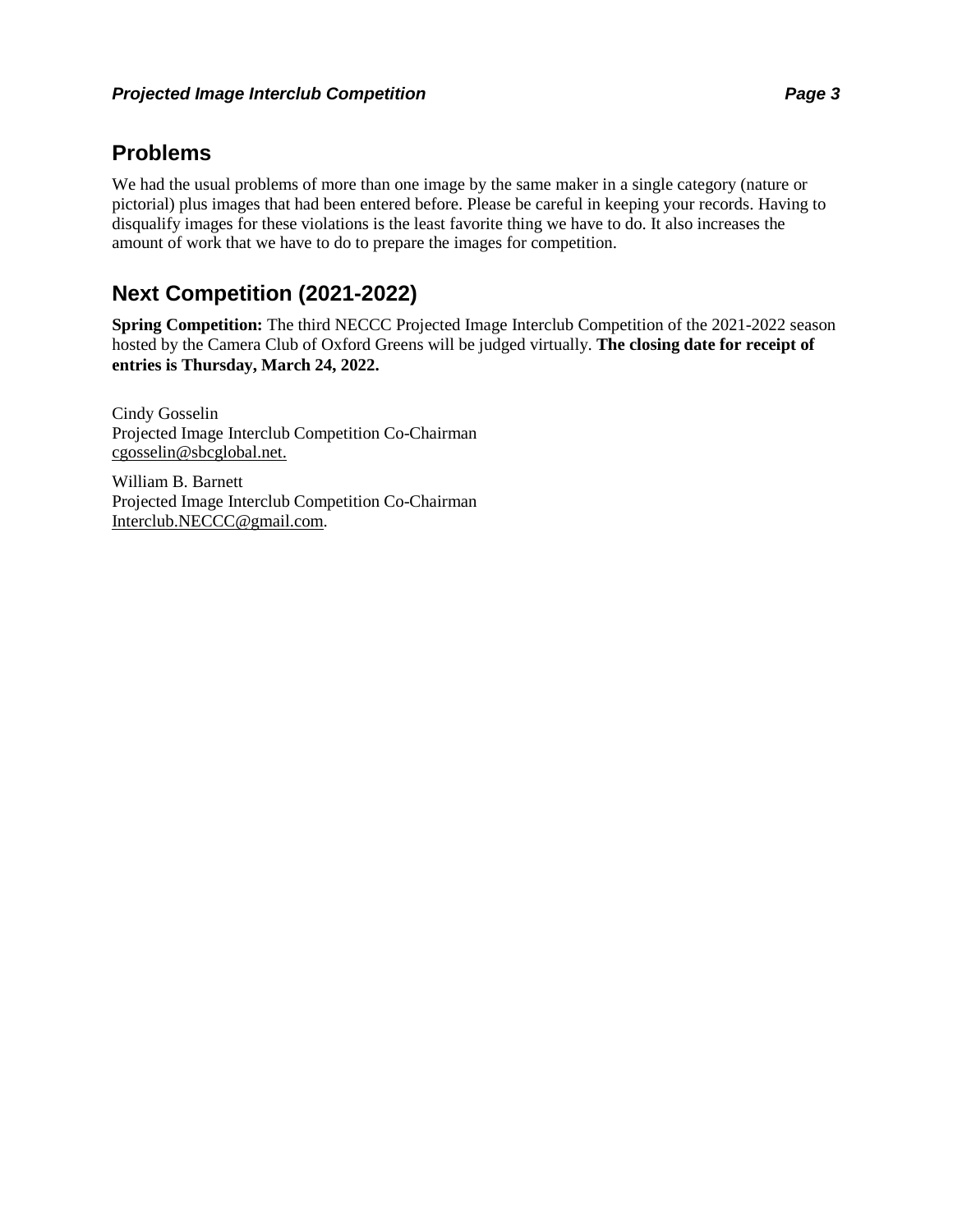## Problems

We had the usual problems of more than one image by the same maker in a single category (nature or pictorial) plus images that had been entered before. Please be careful in keeping your records. Having to disqualify images for these violations is the least favorite thing we have to do. It also increases the amount of work that we have to do to prepare the images for competition.

## Next Competition (2021-2022)

**Spring Competition:** The third NECCC Projected Image Interclub Competition of the 2021-2022 season hosted by the Camera Club of Oxford Greens will be judged virtually. **The closing date for receipt of entries is Thursday, March 24, 2022.**

Cindy Gosselin
Projected Image Interclub Competition Co-Chairman
cgosselin@sbcglobal.net.

William B. Barnett
Projected Image Interclub Competition Co-Chairman
Interclub.NECCC@gmail.com.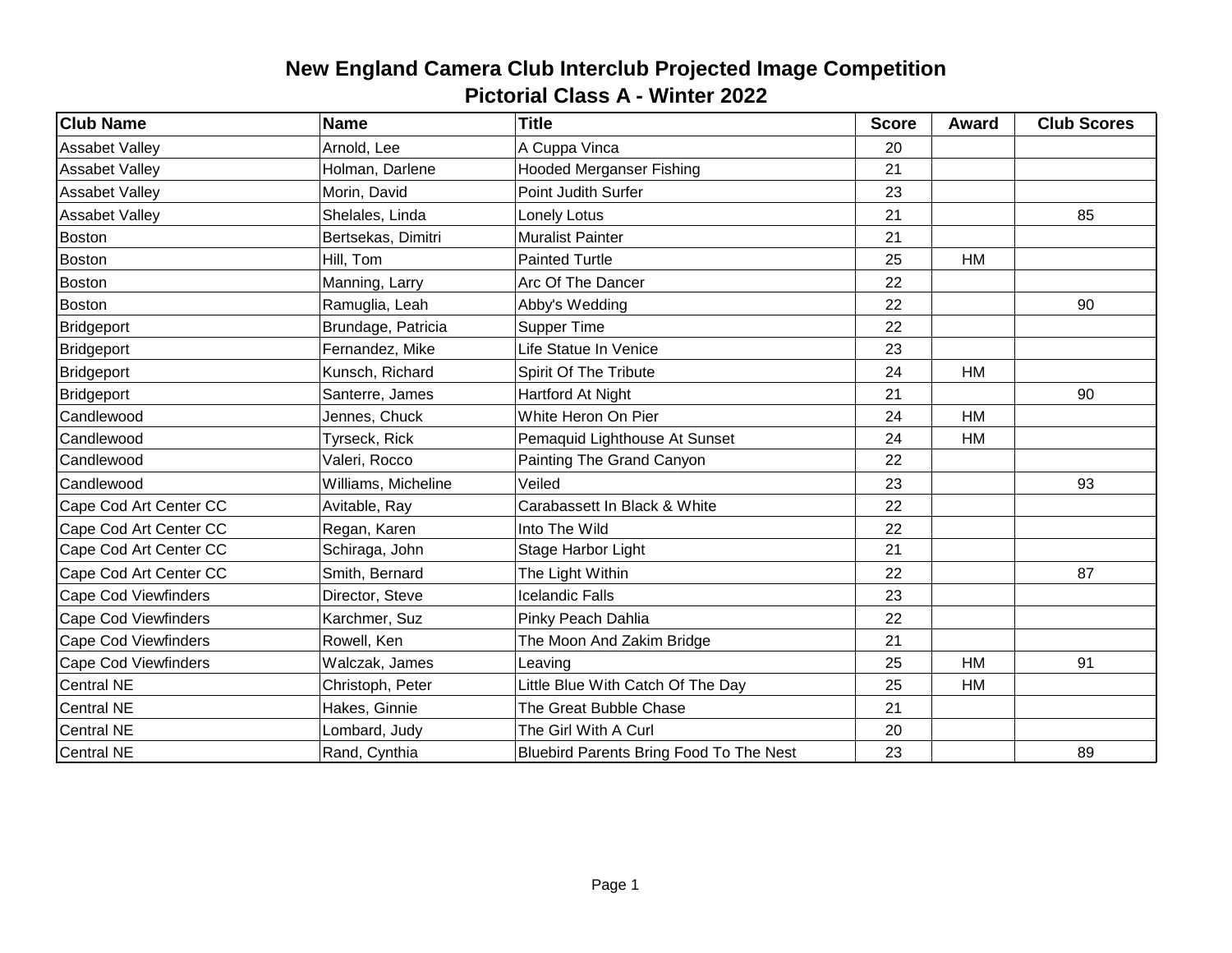# New England Camera Club Interclub Projected Image Competition

## Pictorial Class A - Winter 2022

| Club Name | Name | Title | Score | Award | Club Scores |
|---|---|---|---|---|---|
| Assabet Valley | Arnold, Lee | A Cuppa Vinca | 20 | | |
| Assabet Valley | Holman, Darlene | Hooded Merganser Fishing | 21 | | |
| Assabet Valley | Morin, David | Point Judith Surfer | 23 | | |
| Assabet Valley | Shelales, Linda | Lonely Lotus | 21 | | 85 |
| Boston | Bertsekas, Dimitri | Muralist Painter | 21 | | |
| Boston | Hill, Tom | Painted Turtle | 25 | HM | |
| Boston | Manning, Larry | Arc Of The Dancer | 22 | | |
| Boston | Ramuglia, Leah | Abby's Wedding | 22 | | 90 |
| Bridgeport | Brundage, Patricia | Supper Time | 22 | | |
| Bridgeport | Fernandez, Mike | Life Statue In Venice | 23 | | |
| Bridgeport | Kunsch, Richard | Spirit Of The Tribute | 24 | HM | |
| Bridgeport | Santerre, James | Hartford At Night | 21 | | 90 |
| Candlewood | Jennes, Chuck | White Heron On Pier | 24 | HM | |
| Candlewood | Tyrseck, Rick | Pemaquid Lighthouse At Sunset | 24 | HM | |
| Candlewood | Valeri, Rocco | Painting The Grand Canyon | 22 | | |
| Candlewood | Williams, Micheline | Veiled | 23 | | 93 |
| Cape Cod Art Center CC | Avitable, Ray | Carabassett In Black & White | 22 | | |
| Cape Cod Art Center CC | Regan, Karen | Into The Wild | 22 | | |
| Cape Cod Art Center CC | Schiraga, John | Stage Harbor Light | 21 | | |
| Cape Cod Art Center CC | Smith, Bernard | The Light Within | 22 | | 87 |
| Cape Cod Viewfinders | Director, Steve | Icelandic Falls | 23 | | |
| Cape Cod Viewfinders | Karchmer, Suz | Pinky Peach Dahlia | 22 | | |
| Cape Cod Viewfinders | Rowell, Ken | The Moon And Zakim Bridge | 21 | | |
| Cape Cod Viewfinders | Walczak, James | Leaving | 25 | HM | 91 |
| Central NE | Christoph, Peter | Little Blue With Catch Of The Day | 25 | HM | |
| Central NE | Hakes, Ginnie | The Great Bubble Chase | 21 | | |
| Central NE | Lombard, Judy | The Girl With A Curl | 20 | | |
| Central NE | Rand, Cynthia | Bluebird Parents Bring Food To The Nest | 23 | | 89 |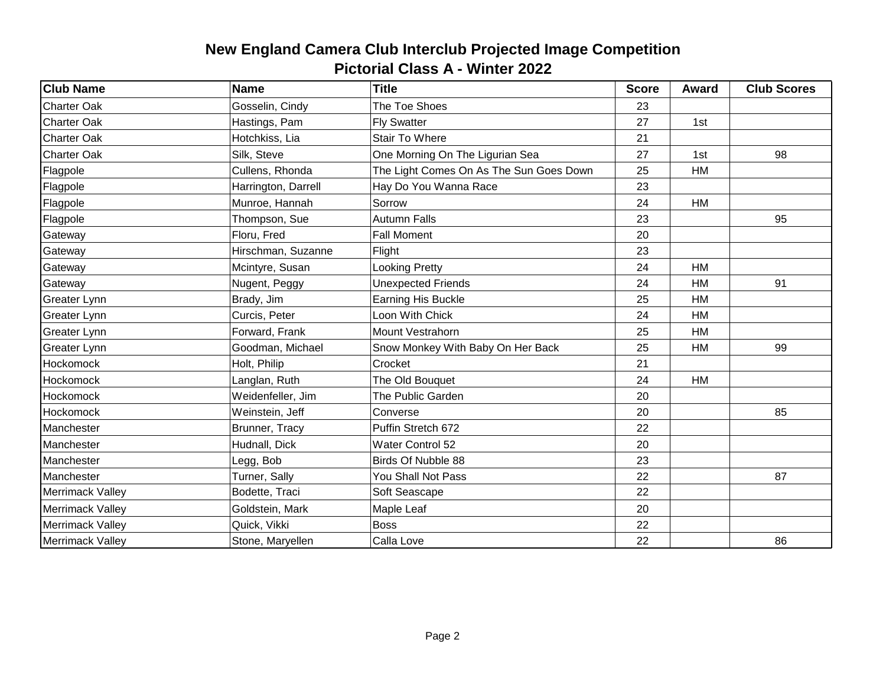# New England Camera Club Interclub Projected Image Competition

## Pictorial Class A - Winter 2022

| Club Name | Name | Title | Score | Award | Club Scores |
|---|---|---|---|---|---|
| Charter Oak | Gosselin, Cindy | The Toe Shoes | 23 | | |
| Charter Oak | Hastings, Pam | Fly Swatter | 27 | 1st | |
| Charter Oak | Hotchkiss, Lia | Stair To Where | 21 | | |
| Charter Oak | Silk, Steve | One Morning On The Ligurian Sea | 27 | 1st | 98 |
| Flagpole | Cullens, Rhonda | The Light Comes On As The Sun Goes Down | 25 | HM | |
| Flagpole | Harrington, Darrell | Hay Do You Wanna Race | 23 | | |
| Flagpole | Munroe, Hannah | Sorrow | 24 | HM | |
| Flagpole | Thompson, Sue | Autumn Falls | 23 | | 95 |
| Gateway | Floru, Fred | Fall Moment | 20 | | |
| Gateway | Hirschman, Suzanne | Flight | 23 | | |
| Gateway | Mcintyre, Susan | Looking Pretty | 24 | HM | |
| Gateway | Nugent, Peggy | Unexpected Friends | 24 | HM | 91 |
| Greater Lynn | Brady, Jim | Earning His Buckle | 25 | HM | |
| Greater Lynn | Curcis, Peter | Loon With Chick | 24 | HM | |
| Greater Lynn | Forward, Frank | Mount Vestrahorn | 25 | HM | |
| Greater Lynn | Goodman, Michael | Snow Monkey With Baby On Her Back | 25 | HM | 99 |
| Hockomock | Holt, Philip | Crocket | 21 | | |
| Hockomock | Langlan, Ruth | The Old Bouquet | 24 | HM | |
| Hockomock | Weidenfeller, Jim | The Public Garden | 20 | | |
| Hockomock | Weinstein, Jeff | Converse | 20 | | 85 |
| Manchester | Brunner, Tracy | Puffin Stretch 672 | 22 | | |
| Manchester | Hudnall, Dick | Water Control 52 | 20 | | |
| Manchester | Legg, Bob | Birds Of Nubble 88 | 23 | | |
| Manchester | Turner, Sally | You Shall Not Pass | 22 | | 87 |
| Merrimack Valley | Bodette, Traci | Soft Seascape | 22 | | |
| Merrimack Valley | Goldstein, Mark | Maple Leaf | 20 | | |
| Merrimack Valley | Quick, Vikki | Boss | 22 | | |
| Merrimack Valley | Stone, Maryellen | Calla Love | 22 | | 86 |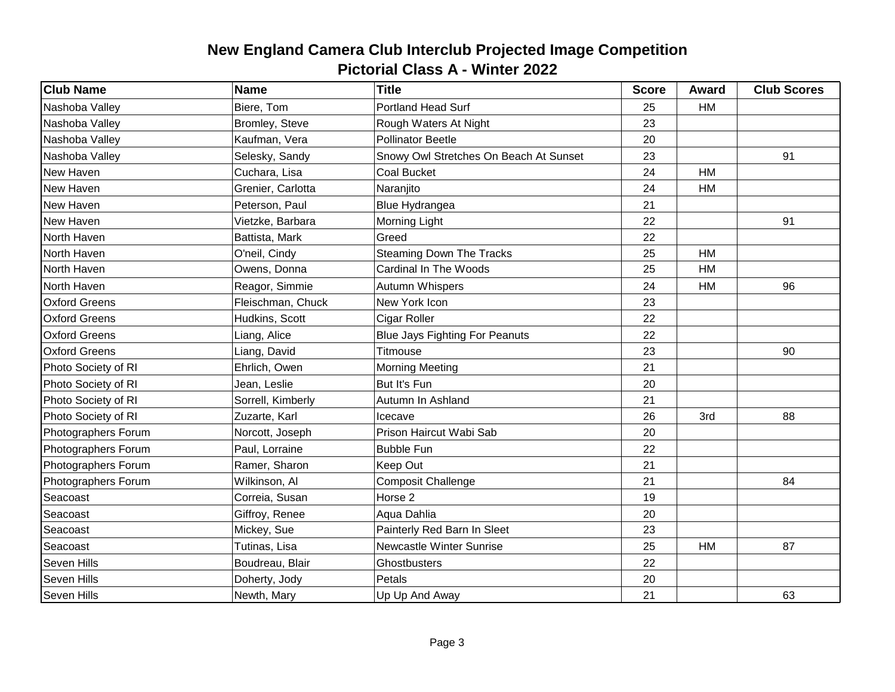# New England Camera Club Interclub Projected Image Competition

## Pictorial Class A - Winter 2022

| Club Name | Name | Title | Score | Award | Club Scores |
|---|---|---|---|---|---|
| Nashoba Valley | Biere, Tom | Portland Head Surf | 25 | HM | |
| Nashoba Valley | Bromley, Steve | Rough Waters At Night | 23 | | |
| Nashoba Valley | Kaufman, Vera | Pollinator Beetle | 20 | | |
| Nashoba Valley | Selesky, Sandy | Snowy Owl Stretches On Beach At Sunset | 23 | | 91 |
| New Haven | Cuchara, Lisa | Coal Bucket | 24 | HM | |
| New Haven | Grenier, Carlotta | Naranjito | 24 | HM | |
| New Haven | Peterson, Paul | Blue Hydrangea | 21 | | |
| New Haven | Vietzke, Barbara | Morning Light | 22 | | 91 |
| North Haven | Battista, Mark | Greed | 22 | | |
| North Haven | O'neil, Cindy | Steaming Down The Tracks | 25 | HM | |
| North Haven | Owens, Donna | Cardinal In The Woods | 25 | HM | |
| North Haven | Reagor, Simmie | Autumn Whispers | 24 | HM | 96 |
| Oxford Greens | Fleischman, Chuck | New York Icon | 23 | | |
| Oxford Greens | Hudkins, Scott | Cigar Roller | 22 | | |
| Oxford Greens | Liang, Alice | Blue Jays Fighting For Peanuts | 22 | | |
| Oxford Greens | Liang, David | Titmouse | 23 | | 90 |
| Photo Society of RI | Ehrlich, Owen | Morning Meeting | 21 | | |
| Photo Society of RI | Jean, Leslie | But It's Fun | 20 | | |
| Photo Society of RI | Sorrell, Kimberly | Autumn In Ashland | 21 | | |
| Photo Society of RI | Zuzarte, Karl | Icecave | 26 | 3rd | 88 |
| Photographers Forum | Norcott, Joseph | Prison Haircut Wabi Sab | 20 | | |
| Photographers Forum | Paul, Lorraine | Bubble Fun | 22 | | |
| Photographers Forum | Ramer, Sharon | Keep Out | 21 | | |
| Photographers Forum | Wilkinson, Al | Composit Challenge | 21 | | 84 |
| Seacoast | Correia, Susan | Horse 2 | 19 | | |
| Seacoast | Giffroy, Renee | Aqua Dahlia | 20 | | |
| Seacoast | Mickey, Sue | Painterly Red Barn In Sleet | 23 | | |
| Seacoast | Tutinas, Lisa | Newcastle Winter Sunrise | 25 | HM | 87 |
| Seven Hills | Boudreau, Blair | Ghostbusters | 22 | | |
| Seven Hills | Doherty, Jody | Petals | 20 | | |
| Seven Hills | Newth, Mary | Up Up And Away | 21 | | 63 |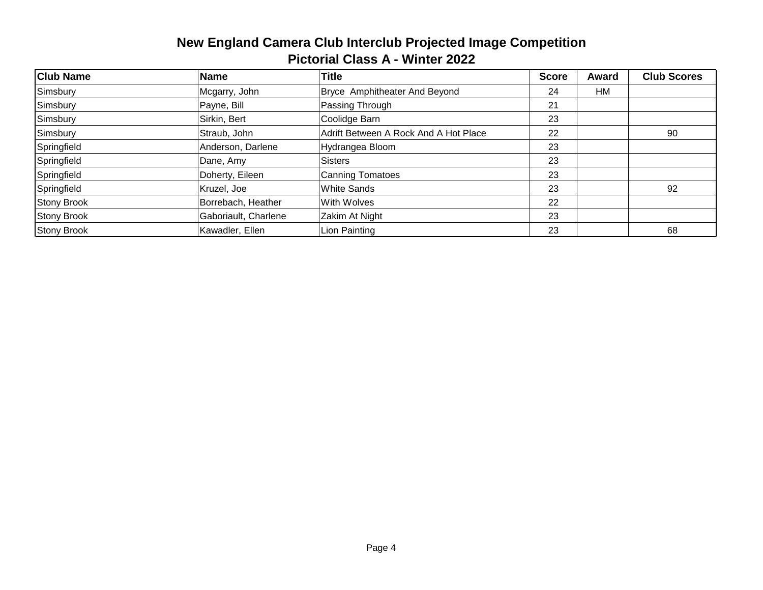# New England Camera Club Interclub Projected Image Competition

## Pictorial Class A - Winter 2022

| Club Name | Name | Title | Score | Award | Club Scores |
|---|---|---|---|---|---|
| Simsbury | Mcgarry, John | Bryce Amphitheater And Beyond | 24 | HM | |
| Simsbury | Payne, Bill | Passing Through | 21 | | |
| Simsbury | Sirkin, Bert | Coolidge Barn | 23 | | |
| Simsbury | Straub, John | Adrift Between A Rock And A Hot Place | 22 | | 90 |
| Springfield | Anderson, Darlene | Hydrangea Bloom | 23 | | |
| Springfield | Dane, Amy | Sisters | 23 | | |
| Springfield | Doherty, Eileen | Canning Tomatoes | 23 | | |
| Springfield | Kruzel, Joe | White Sands | 23 | | 92 |
| Stony Brook | Borrebach, Heather | With Wolves | 22 | | |
| Stony Brook | Gaboriault, Charlene | Zakim At Night | 23 | | |
| Stony Brook | Kawadler, Ellen | Lion Painting | 23 | | 68 |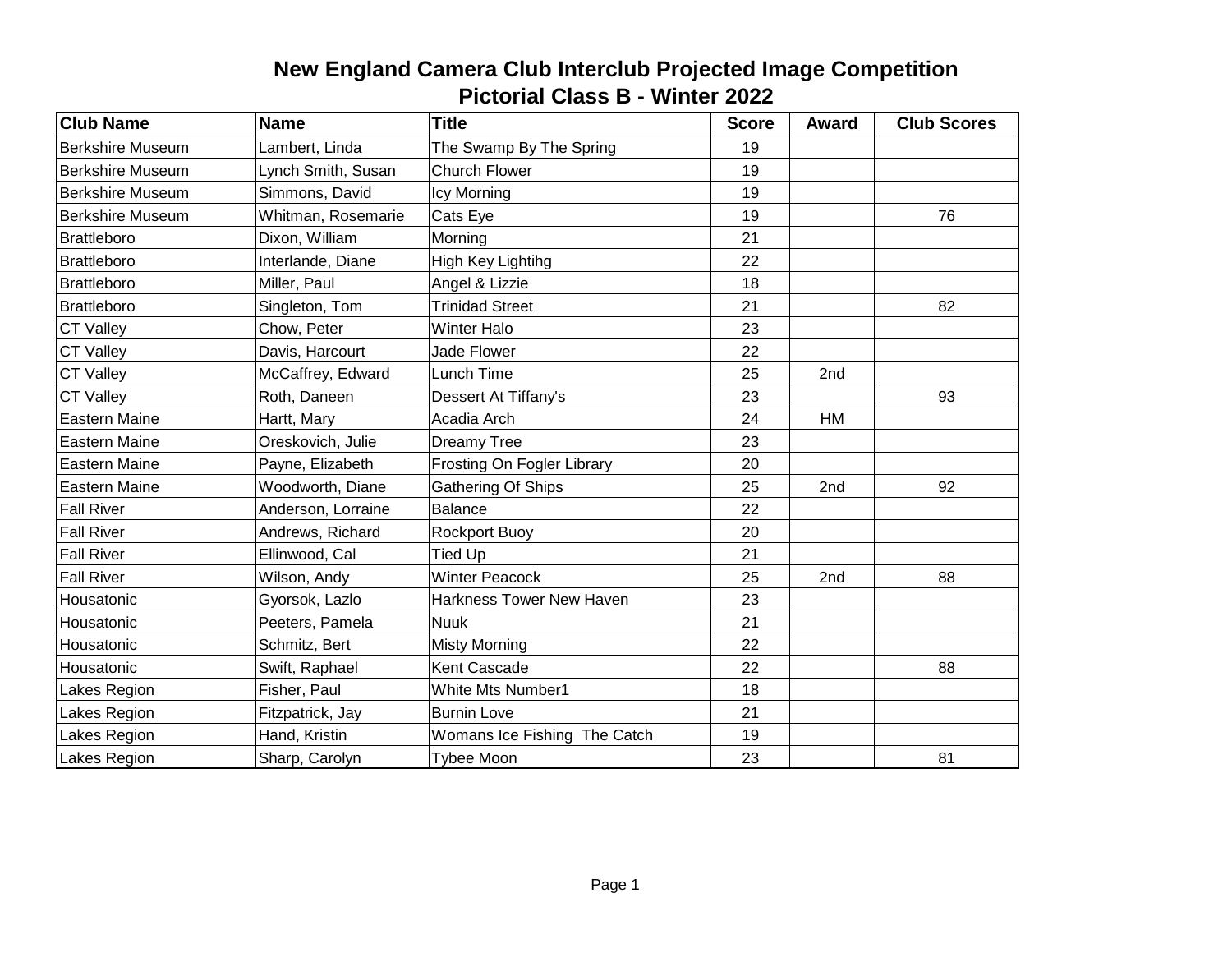# New England Camera Club Interclub Projected Image Competition
## Pictorial Class B - Winter 2022

| Club Name | Name | Title | Score | Award | Club Scores |
|---|---|---|---|---|---|
| Berkshire Museum | Lambert, Linda | The Swamp By The Spring | 19 | | |
| Berkshire Museum | Lynch Smith, Susan | Church Flower | 19 | | |
| Berkshire Museum | Simmons, David | Icy Morning | 19 | | |
| Berkshire Museum | Whitman, Rosemarie | Cats Eye | 19 | | 76 |
| Brattleboro | Dixon, William | Morning | 21 | | |
| Brattleboro | Interlande, Diane | High Key Lightihg | 22 | | |
| Brattleboro | Miller, Paul | Angel & Lizzie | 18 | | |
| Brattleboro | Singleton, Tom | Trinidad Street | 21 | | 82 |
| CT Valley | Chow, Peter | Winter Halo | 23 | | |
| CT Valley | Davis, Harcourt | Jade Flower | 22 | | |
| CT Valley | McCaffrey, Edward | Lunch Time | 25 | 2nd | |
| CT Valley | Roth, Daneen | Dessert At Tiffany's | 23 | | 93 |
| Eastern Maine | Hartt, Mary | Acadia Arch | 24 | HM | |
| Eastern Maine | Oreskovich, Julie | Dreamy Tree | 23 | | |
| Eastern Maine | Payne, Elizabeth | Frosting On Fogler Library | 20 | | |
| Eastern Maine | Woodworth, Diane | Gathering Of Ships | 25 | 2nd | 92 |
| Fall River | Anderson, Lorraine | Balance | 22 | | |
| Fall River | Andrews, Richard | Rockport Buoy | 20 | | |
| Fall River | Ellinwood, Cal | Tied Up | 21 | | |
| Fall River | Wilson, Andy | Winter Peacock | 25 | 2nd | 88 |
| Housatonic | Gyorsok, Lazlo | Harkness Tower New Haven | 23 | | |
| Housatonic | Peeters, Pamela | Nuuk | 21 | | |
| Housatonic | Schmitz, Bert | Misty Morning | 22 | | |
| Housatonic | Swift, Raphael | Kent Cascade | 22 | | 88 |
| Lakes Region | Fisher, Paul | White Mts Number1 | 18 | | |
| Lakes Region | Fitzpatrick, Jay | Burnin Love | 21 | | |
| Lakes Region | Hand, Kristin | Womans Ice Fishing The Catch | 19 | | |
| Lakes Region | Sharp, Carolyn | Tybee Moon | 23 | | 81 |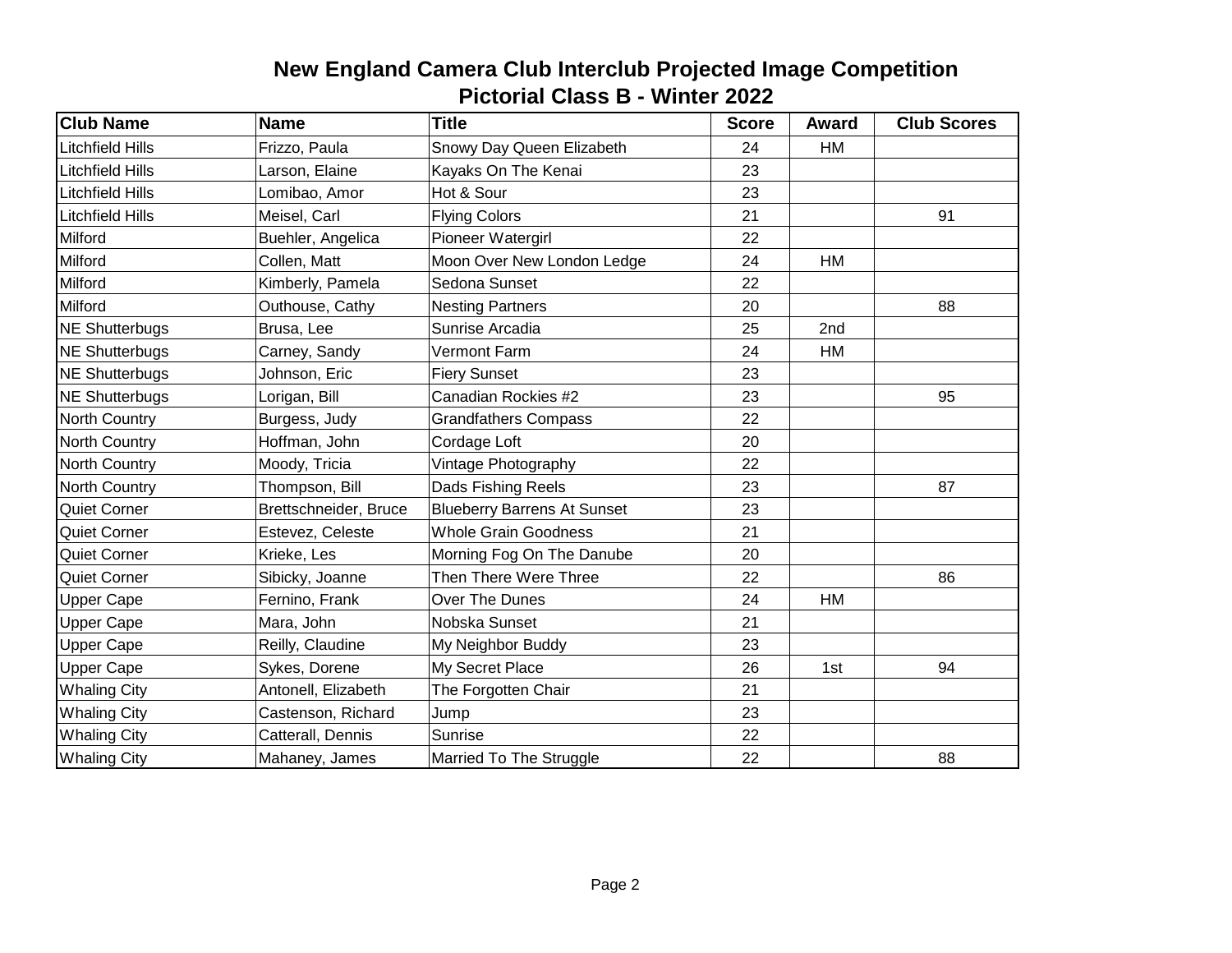# New England Camera Club Interclub Projected Image Competition
## Pictorial Class B - Winter 2022

| Club Name | Name | Title | Score | Award | Club Scores |
|---|---|---|---|---|---|
| Litchfield Hills | Frizzo, Paula | Snowy Day Queen Elizabeth | 24 | HM | |
| Litchfield Hills | Larson, Elaine | Kayaks On The Kenai | 23 | | |
| Litchfield Hills | Lomibao, Amor | Hot & Sour | 23 | | |
| Litchfield Hills | Meisel, Carl | Flying Colors | 21 | | 91 |
| Milford | Buehler, Angelica | Pioneer Watergirl | 22 | | |
| Milford | Collen, Matt | Moon Over New London Ledge | 24 | HM | |
| Milford | Kimberly, Pamela | Sedona Sunset | 22 | | |
| Milford | Outhouse, Cathy | Nesting Partners | 20 | | 88 |
| NE Shutterbugs | Brusa, Lee | Sunrise Arcadia | 25 | 2nd | |
| NE Shutterbugs | Carney, Sandy | Vermont Farm | 24 | HM | |
| NE Shutterbugs | Johnson, Eric | Fiery Sunset | 23 | | |
| NE Shutterbugs | Lorigan, Bill | Canadian Rockies #2 | 23 | | 95 |
| North Country | Burgess, Judy | Grandfathers Compass | 22 | | |
| North Country | Hoffman, John | Cordage Loft | 20 | | |
| North Country | Moody, Tricia | Vintage Photography | 22 | | |
| North Country | Thompson, Bill | Dads Fishing Reels | 23 | | 87 |
| Quiet Corner | Brettschneider, Bruce | Blueberry Barrens At Sunset | 23 | | |
| Quiet Corner | Estevez, Celeste | Whole Grain Goodness | 21 | | |
| Quiet Corner | Krieke, Les | Morning Fog On The Danube | 20 | | |
| Quiet Corner | Sibicky, Joanne | Then There Were Three | 22 | | 86 |
| Upper Cape | Fernino, Frank | Over The Dunes | 24 | HM | |
| Upper Cape | Mara, John | Nobska Sunset | 21 | | |
| Upper Cape | Reilly, Claudine | My Neighbor Buddy | 23 | | |
| Upper Cape | Sykes, Dorene | My Secret Place | 26 | 1st | 94 |
| Whaling City | Antonell, Elizabeth | The Forgotten Chair | 21 | | |
| Whaling City | Castenson, Richard | Jump | 23 | | |
| Whaling City | Catterall, Dennis | Sunrise | 22 | | |
| Whaling City | Mahaney, James | Married To The Struggle | 22 | | 88 |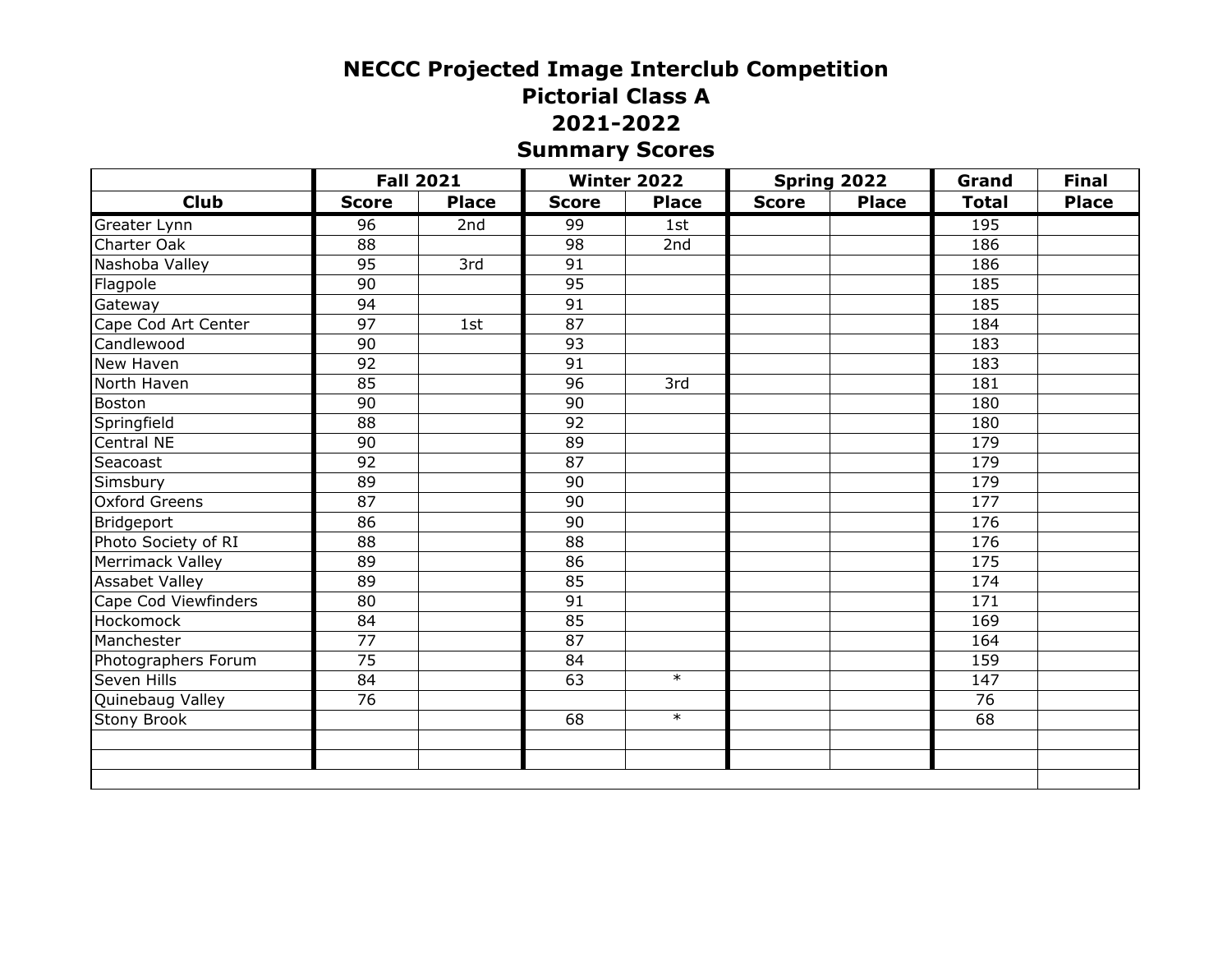# NECCC Projected Image Interclub Competition
## Pictorial Class A
## 2021-2022
## Summary Scores

| | Fall 2021 | | Winter 2022 | | Spring 2022 | | Grand | Final |
|---|---|---|---|---|---|---|---|---|
| **Club** | **Score** | **Place** | **Score** | **Place** | **Score** | **Place** | **Total** | **Place** |
| Greater Lynn | 96 | 2nd | 99 | 1st | | | 195 | |
| Charter Oak | 88 | | 98 | 2nd | | | 186 | |
| Nashoba Valley | 95 | 3rd | 91 | | | | 186 | |
| Flagpole | 90 | | 95 | | | | 185 | |
| Gateway | 94 | | 91 | | | | 185 | |
| Cape Cod Art Center | 97 | 1st | 87 | | | | 184 | |
| Candlewood | 90 | | 93 | | | | 183 | |
| New Haven | 92 | | 91 | | | | 183 | |
| North Haven | 85 | | 96 | 3rd | | | 181 | |
| Boston | 90 | | 90 | | | | 180 | |
| Springfield | 88 | | 92 | | | | 180 | |
| Central NE | 90 | | 89 | | | | 179 | |
| Seacoast | 92 | | 87 | | | | 179 | |
| Simsbury | 89 | | 90 | | | | 179 | |
| Oxford Greens | 87 | | 90 | | | | 177 | |
| Bridgeport | 86 | | 90 | | | | 176 | |
| Photo Society of RI | 88 | | 88 | | | | 176 | |
| Merrimack Valley | 89 | | 86 | | | | 175 | |
| Assabet Valley | 89 | | 85 | | | | 174 | |
| Cape Cod Viewfinders | 80 | | 91 | | | | 171 | |
| Hockomock | 84 | | 85 | | | | 169 | |
| Manchester | 77 | | 87 | | | | 164 | |
| Photographers Forum | 75 | | 84 | | | | 159 | |
| Seven Hills | 84 | | 63 | * | | | 147 | |
| Quinebaug Valley | 76 | | | | | | 76 | |
| Stony Brook | | | 68 | * | | | 68 | |
| | | | | | | | | |
| | | | | | | | | |
| | | | | | | | | |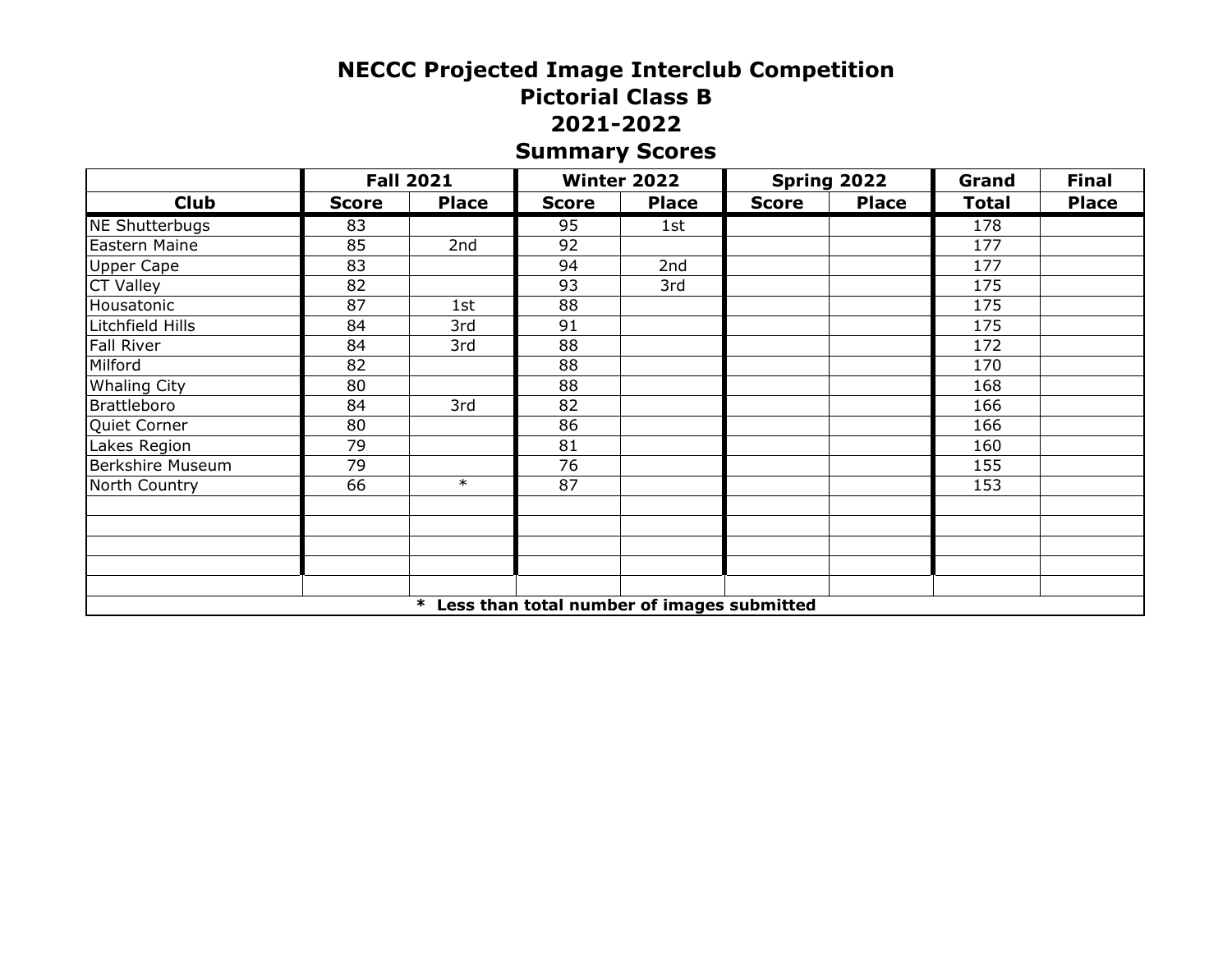# NECCC Projected Image Interclub Competition
## Pictorial Class B
## 2021-2022
## Summary Scores

| | Fall 2021 | | Winter 2022 | | Spring 2022 | | Grand | Final |
|---|---|---|---|---|---|---|---|---|
| **Club** | **Score** | **Place** | **Score** | **Place** | **Score** | **Place** | **Total** | **Place** |
| NE Shutterbugs | 83 | | 95 | 1st | | | 178 | |
| Eastern Maine | 85 | 2nd | 92 | | | | 177 | |
| Upper Cape | 83 | | 94 | 2nd | | | 177 | |
| CT Valley | 82 | | 93 | 3rd | | | 175 | |
| Housatonic | 87 | 1st | 88 | | | | 175 | |
| Litchfield Hills | 84 | 3rd | 91 | | | | 175 | |
| Fall River | 84 | 3rd | 88 | | | | 172 | |
| Milford | 82 | | 88 | | | | 170 | |
| Whaling City | 80 | | 88 | | | | 168 | |
| Brattleboro | 84 | 3rd | 82 | | | | 166 | |
| Quiet Corner | 80 | | 86 | | | | 166 | |
| Lakes Region | 79 | | 81 | | | | 160 | |
| Berkshire Museum | 79 | | 76 | | | | 155 | |
| North Country | 66 | * | 87 | | | | 153 | |

**\* Less than total number of images submitted**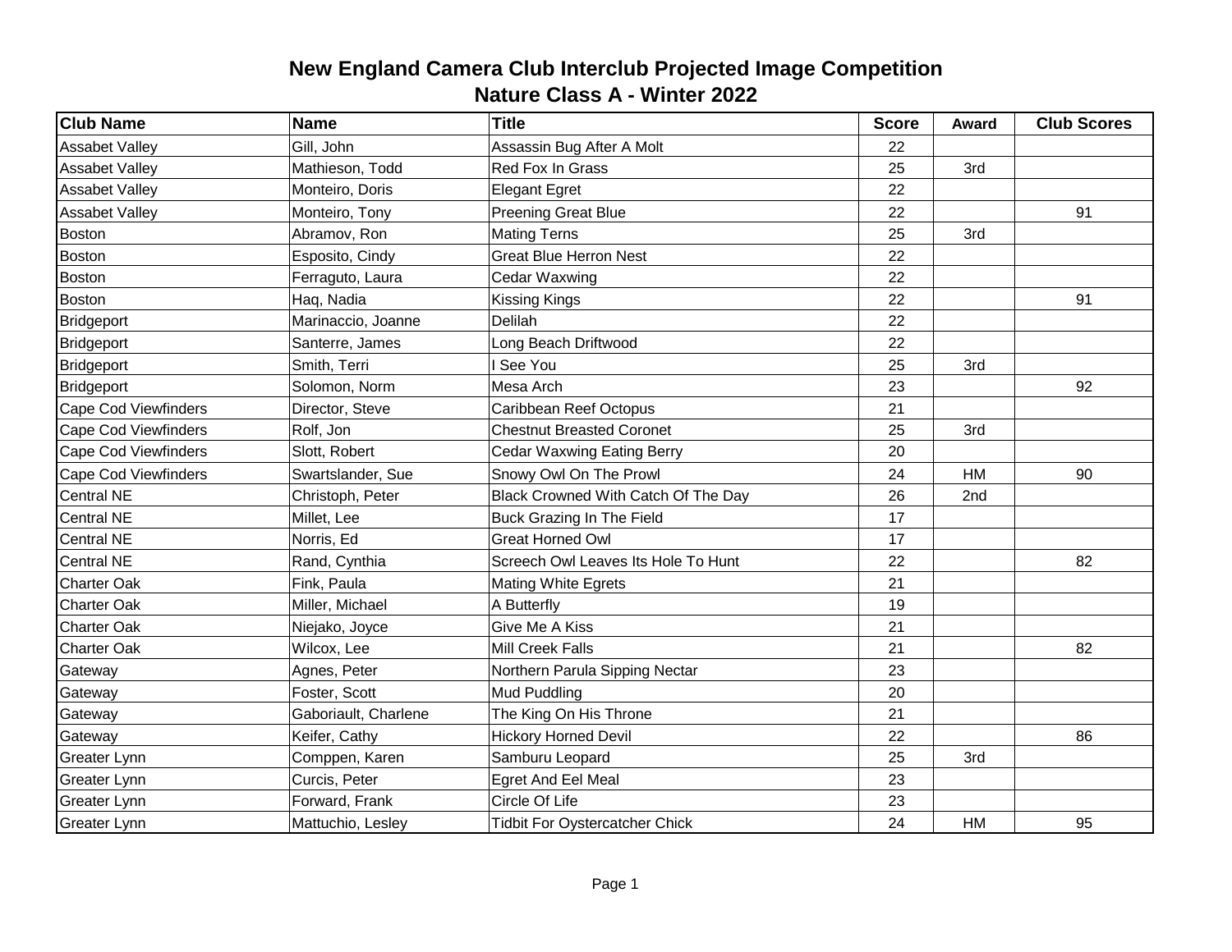# New England Camera Club Interclub Projected Image Competition
## Nature Class A - Winter 2022

| Club Name | Name | Title | Score | Award | Club Scores |
|---|---|---|---|---|---|
| Assabet Valley | Gill, John | Assassin Bug After A Molt | 22 | | |
| Assabet Valley | Mathieson, Todd | Red Fox In Grass | 25 | 3rd | |
| Assabet Valley | Monteiro, Doris | Elegant Egret | 22 | | |
| Assabet Valley | Monteiro, Tony | Preening Great Blue | 22 | | 91 |
| Boston | Abramov, Ron | Mating Terns | 25 | 3rd | |
| Boston | Esposito, Cindy | Great Blue Herron Nest | 22 | | |
| Boston | Ferraguto, Laura | Cedar Waxwing | 22 | | |
| Boston | Haq, Nadia | Kissing Kings | 22 | | 91 |
| Bridgeport | Marinaccio, Joanne | Delilah | 22 | | |
| Bridgeport | Santerre, James | Long Beach Driftwood | 22 | | |
| Bridgeport | Smith, Terri | I See You | 25 | 3rd | |
| Bridgeport | Solomon, Norm | Mesa Arch | 23 | | 92 |
| Cape Cod Viewfinders | Director, Steve | Caribbean Reef Octopus | 21 | | |
| Cape Cod Viewfinders | Rolf, Jon | Chestnut Breasted Coronet | 25 | 3rd | |
| Cape Cod Viewfinders | Slott, Robert | Cedar Waxwing Eating Berry | 20 | | |
| Cape Cod Viewfinders | Swartslander, Sue | Snowy Owl On The Prowl | 24 | HM | 90 |
| Central NE | Christoph, Peter | Black Crowned With Catch Of The Day | 26 | 2nd | |
| Central NE | Millet, Lee | Buck Grazing In The Field | 17 | | |
| Central NE | Norris, Ed | Great Horned Owl | 17 | | |
| Central NE | Rand, Cynthia | Screech Owl Leaves Its Hole To Hunt | 22 | | 82 |
| Charter Oak | Fink, Paula | Mating White Egrets | 21 | | |
| Charter Oak | Miller, Michael | A Butterfly | 19 | | |
| Charter Oak | Niejako, Joyce | Give Me A Kiss | 21 | | |
| Charter Oak | Wilcox, Lee | Mill Creek Falls | 21 | | 82 |
| Gateway | Agnes, Peter | Northern Parula Sipping Nectar | 23 | | |
| Gateway | Foster, Scott | Mud Puddling | 20 | | |
| Gateway | Gaboriault, Charlene | The King On His Throne | 21 | | |
| Gateway | Keifer, Cathy | Hickory Horned Devil | 22 | | 86 |
| Greater Lynn | Comppen, Karen | Samburu Leopard | 25 | 3rd | |
| Greater Lynn | Curcis, Peter | Egret And Eel Meal | 23 | | |
| Greater Lynn | Forward, Frank | Circle Of Life | 23 | | |
| Greater Lynn | Mattuchio, Lesley | Tidbit For Oystercatcher Chick | 24 | HM | 95 |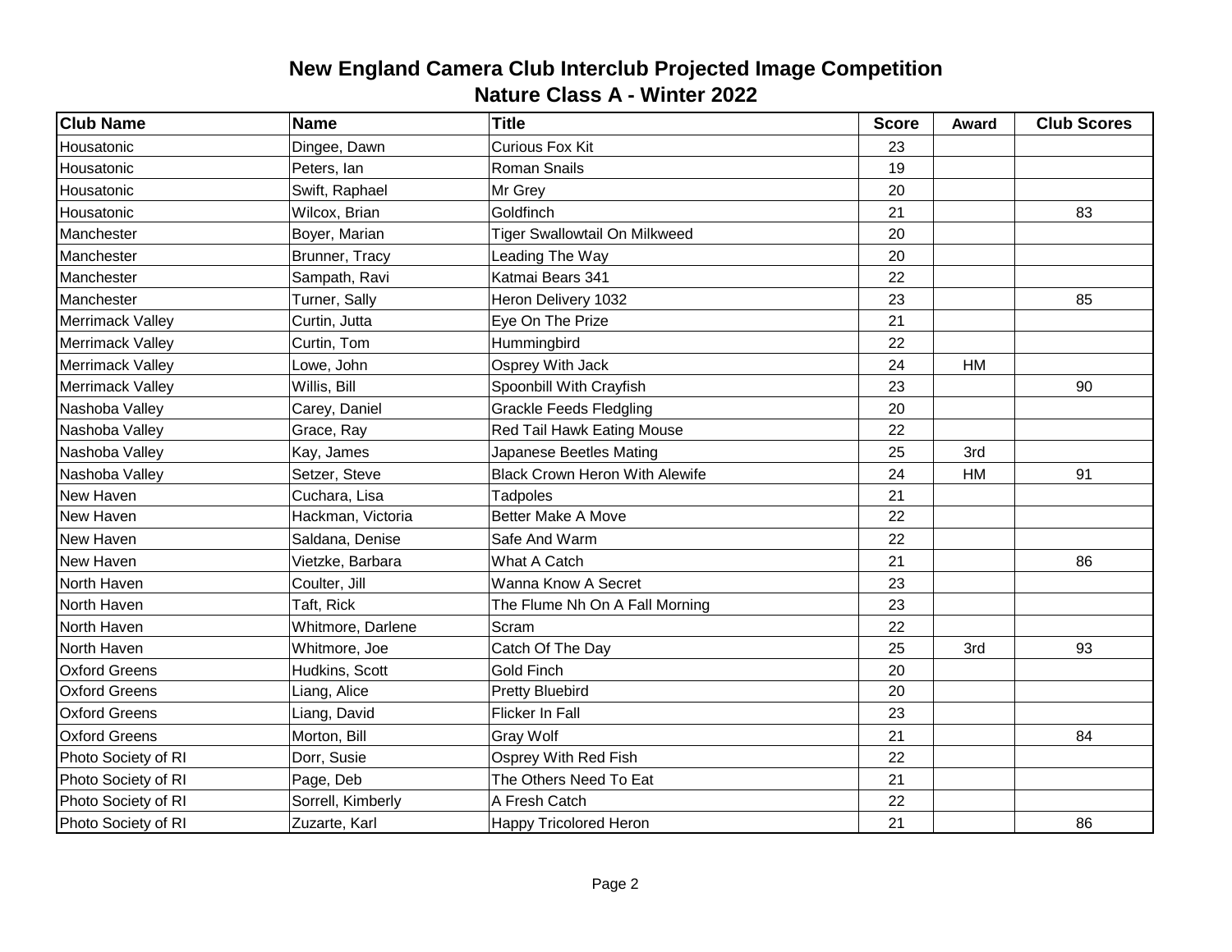# New England Camera Club Interclub Projected Image Competition
## Nature Class A - Winter 2022

| Club Name | Name | Title | Score | Award | Club Scores |
|---|---|---|---|---|---|
| Housatonic | Dingee, Dawn | Curious Fox Kit | 23 | | |
| Housatonic | Peters, Ian | Roman Snails | 19 | | |
| Housatonic | Swift, Raphael | Mr Grey | 20 | | |
| Housatonic | Wilcox, Brian | Goldfinch | 21 | | 83 |
| Manchester | Boyer, Marian | Tiger Swallowtail On Milkweed | 20 | | |
| Manchester | Brunner, Tracy | Leading The Way | 20 | | |
| Manchester | Sampath, Ravi | Katmai Bears 341 | 22 | | |
| Manchester | Turner, Sally | Heron Delivery 1032 | 23 | | 85 |
| Merrimack Valley | Curtin, Jutta | Eye On The Prize | 21 | | |
| Merrimack Valley | Curtin, Tom | Hummingbird | 22 | | |
| Merrimack Valley | Lowe, John | Osprey With Jack | 24 | HM | |
| Merrimack Valley | Willis, Bill | Spoonbill With Crayfish | 23 | | 90 |
| Nashoba Valley | Carey, Daniel | Grackle Feeds Fledgling | 20 | | |
| Nashoba Valley | Grace, Ray | Red Tail Hawk Eating Mouse | 22 | | |
| Nashoba Valley | Kay, James | Japanese Beetles Mating | 25 | 3rd | |
| Nashoba Valley | Setzer, Steve | Black Crown Heron With Alewife | 24 | HM | 91 |
| New Haven | Cuchara, Lisa | Tadpoles | 21 | | |
| New Haven | Hackman, Victoria | Better Make A Move | 22 | | |
| New Haven | Saldana, Denise | Safe And Warm | 22 | | |
| New Haven | Vietzke, Barbara | What A Catch | 21 | | 86 |
| North Haven | Coulter, Jill | Wanna Know A Secret | 23 | | |
| North Haven | Taft, Rick | The Flume Nh On A Fall Morning | 23 | | |
| North Haven | Whitmore, Darlene | Scram | 22 | | |
| North Haven | Whitmore, Joe | Catch Of The Day | 25 | 3rd | 93 |
| Oxford Greens | Hudkins, Scott | Gold Finch | 20 | | |
| Oxford Greens | Liang, Alice | Pretty Bluebird | 20 | | |
| Oxford Greens | Liang, David | Flicker In Fall | 23 | | |
| Oxford Greens | Morton, Bill | Gray Wolf | 21 | | 84 |
| Photo Society of RI | Dorr, Susie | Osprey With Red Fish | 22 | | |
| Photo Society of RI | Page, Deb | The Others Need To Eat | 21 | | |
| Photo Society of RI | Sorrell, Kimberly | A Fresh Catch | 22 | | |
| Photo Society of RI | Zuzarte, Karl | Happy Tricolored Heron | 21 | | 86 |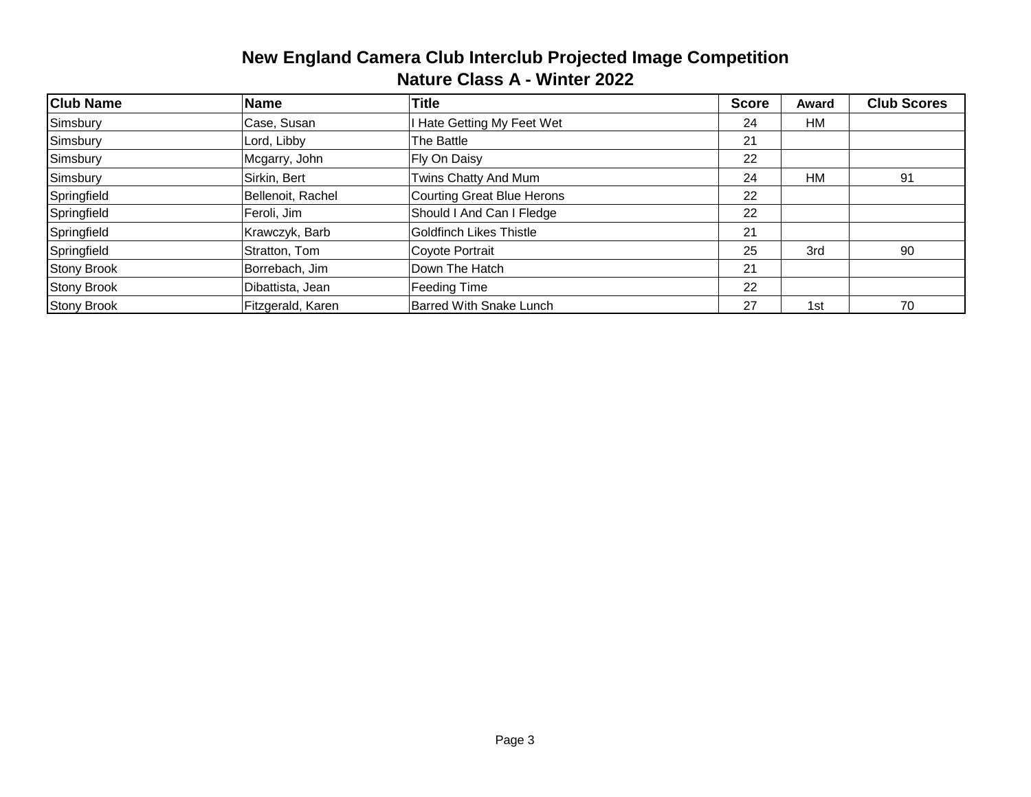# New England Camera Club Interclub Projected Image Competition
## Nature Class A - Winter 2022

| Club Name | Name | Title | Score | Award | Club Scores |
|---|---|---|---|---|---|
| Simsbury | Case, Susan | I Hate Getting My Feet Wet | 24 | HM | |
| Simsbury | Lord, Libby | The Battle | 21 | | |
| Simsbury | Mcgarry, John | Fly On Daisy | 22 | | |
| Simsbury | Sirkin, Bert | Twins Chatty And Mum | 24 | HM | 91 |
| Springfield | Bellenoit, Rachel | Courting Great Blue Herons | 22 | | |
| Springfield | Feroli, Jim | Should I And Can I Fledge | 22 | | |
| Springfield | Krawczyk, Barb | Goldfinch Likes Thistle | 21 | | |
| Springfield | Stratton, Tom | Coyote Portrait | 25 | 3rd | 90 |
| Stony Brook | Borrebach, Jim | Down The Hatch | 21 | | |
| Stony Brook | Dibattista, Jean | Feeding Time | 22 | | |
| Stony Brook | Fitzgerald, Karen | Barred With Snake Lunch | 27 | 1st | 70 |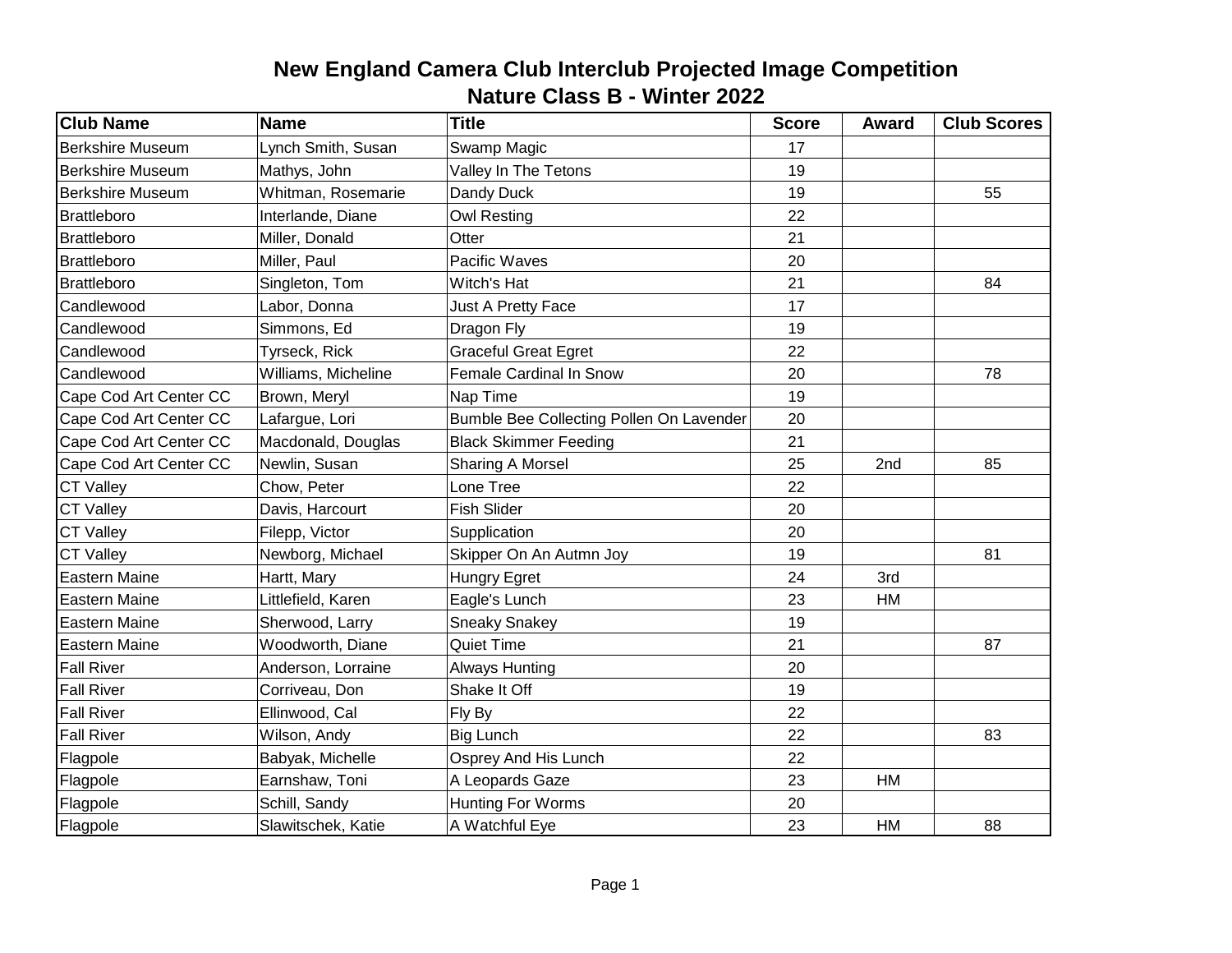# New England Camera Club Interclub Projected Image Competition

## Nature Class B - Winter 2022

| Club Name | Name | Title | Score | Award | Club Scores |
|---|---|---|---|---|---|
| Berkshire Museum | Lynch Smith, Susan | Swamp Magic | 17 | | |
| Berkshire Museum | Mathys, John | Valley In The Tetons | 19 | | |
| Berkshire Museum | Whitman, Rosemarie | Dandy Duck | 19 | | 55 |
| Brattleboro | Interlande, Diane | Owl Resting | 22 | | |
| Brattleboro | Miller, Donald | Otter | 21 | | |
| Brattleboro | Miller, Paul | Pacific Waves | 20 | | |
| Brattleboro | Singleton, Tom | Witch's Hat | 21 | | 84 |
| Candlewood | Labor, Donna | Just A Pretty Face | 17 | | |
| Candlewood | Simmons, Ed | Dragon Fly | 19 | | |
| Candlewood | Tyrseck, Rick | Graceful Great Egret | 22 | | |
| Candlewood | Williams, Micheline | Female Cardinal In Snow | 20 | | 78 |
| Cape Cod Art Center CC | Brown, Meryl | Nap Time | 19 | | |
| Cape Cod Art Center CC | Lafargue, Lori | Bumble Bee Collecting Pollen On Lavender | 20 | | |
| Cape Cod Art Center CC | Macdonald, Douglas | Black Skimmer Feeding | 21 | | |
| Cape Cod Art Center CC | Newlin, Susan | Sharing A Morsel | 25 | 2nd | 85 |
| CT Valley | Chow, Peter | Lone Tree | 22 | | |
| CT Valley | Davis, Harcourt | Fish Slider | 20 | | |
| CT Valley | Filepp, Victor | Supplication | 20 | | |
| CT Valley | Newborg, Michael | Skipper On An Autmn Joy | 19 | | 81 |
| Eastern Maine | Hartt, Mary | Hungry Egret | 24 | 3rd | |
| Eastern Maine | Littlefield, Karen | Eagle's Lunch | 23 | HM | |
| Eastern Maine | Sherwood, Larry | Sneaky Snakey | 19 | | |
| Eastern Maine | Woodworth, Diane | Quiet Time | 21 | | 87 |
| Fall River | Anderson, Lorraine | Always Hunting | 20 | | |
| Fall River | Corriveau, Don | Shake It Off | 19 | | |
| Fall River | Ellinwood, Cal | Fly By | 22 | | |
| Fall River | Wilson, Andy | Big Lunch | 22 | | 83 |
| Flagpole | Babyak, Michelle | Osprey And His Lunch | 22 | | |
| Flagpole | Earnshaw, Toni | A Leopards Gaze | 23 | HM | |
| Flagpole | Schill, Sandy | Hunting For Worms | 20 | | |
| Flagpole | Slawitschek, Katie | A Watchful Eye | 23 | HM | 88 |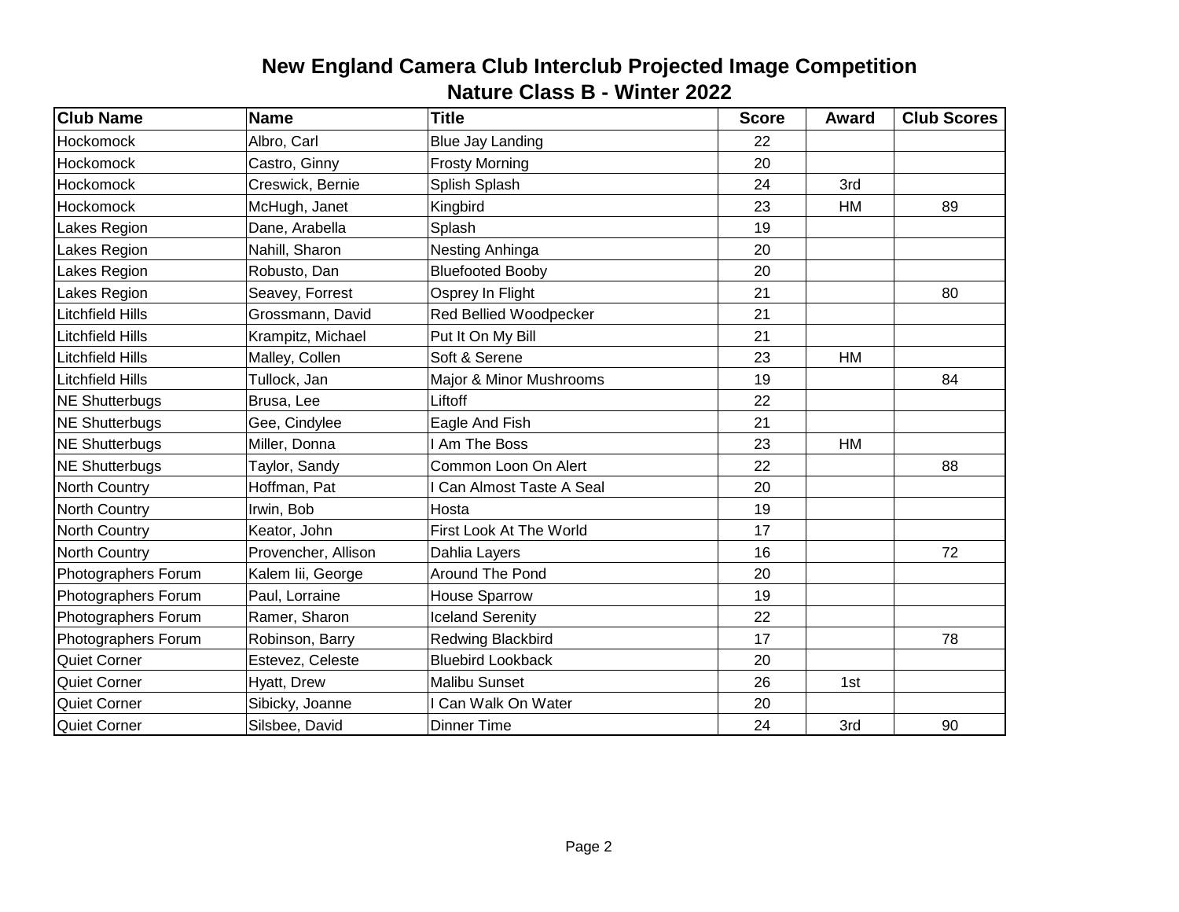# New England Camera Club Interclub Projected Image Competition

## Nature Class B - Winter 2022

| Club Name | Name | Title | Score | Award | Club Scores |
|---|---|---|---|---|---|
| Hockomock | Albro, Carl | Blue Jay Landing | 22 | | |
| Hockomock | Castro, Ginny | Frosty Morning | 20 | | |
| Hockomock | Creswick, Bernie | Splish Splash | 24 | 3rd | |
| Hockomock | McHugh, Janet | Kingbird | 23 | HM | 89 |
| Lakes Region | Dane, Arabella | Splash | 19 | | |
| Lakes Region | Nahill, Sharon | Nesting Anhinga | 20 | | |
| Lakes Region | Robusto, Dan | Bluefooted Booby | 20 | | |
| Lakes Region | Seavey, Forrest | Osprey In Flight | 21 | | 80 |
| Litchfield Hills | Grossmann, David | Red Bellied Woodpecker | 21 | | |
| Litchfield Hills | Krampitz, Michael | Put It On My Bill | 21 | | |
| Litchfield Hills | Malley, Collen | Soft & Serene | 23 | HM | |
| Litchfield Hills | Tullock, Jan | Major & Minor Mushrooms | 19 | | 84 |
| NE Shutterbugs | Brusa, Lee | Liftoff | 22 | | |
| NE Shutterbugs | Gee, Cindylee | Eagle And Fish | 21 | | |
| NE Shutterbugs | Miller, Donna | I Am The Boss | 23 | HM | |
| NE Shutterbugs | Taylor, Sandy | Common Loon On Alert | 22 | | 88 |
| North Country | Hoffman, Pat | I Can Almost Taste A Seal | 20 | | |
| North Country | Irwin, Bob | Hosta | 19 | | |
| North Country | Keator, John | First Look At The World | 17 | | |
| North Country | Provencher, Allison | Dahlia Layers | 16 | | 72 |
| Photographers Forum | Kalem Iii, George | Around The Pond | 20 | | |
| Photographers Forum | Paul, Lorraine | House Sparrow | 19 | | |
| Photographers Forum | Ramer, Sharon | Iceland Serenity | 22 | | |
| Photographers Forum | Robinson, Barry | Redwing Blackbird | 17 | | 78 |
| Quiet Corner | Estevez, Celeste | Bluebird Lookback | 20 | | |
| Quiet Corner | Hyatt, Drew | Malibu Sunset | 26 | 1st | |
| Quiet Corner | Sibicky, Joanne | I Can Walk On Water | 20 | | |
| Quiet Corner | Silsbee, David | Dinner Time | 24 | 3rd | 90 |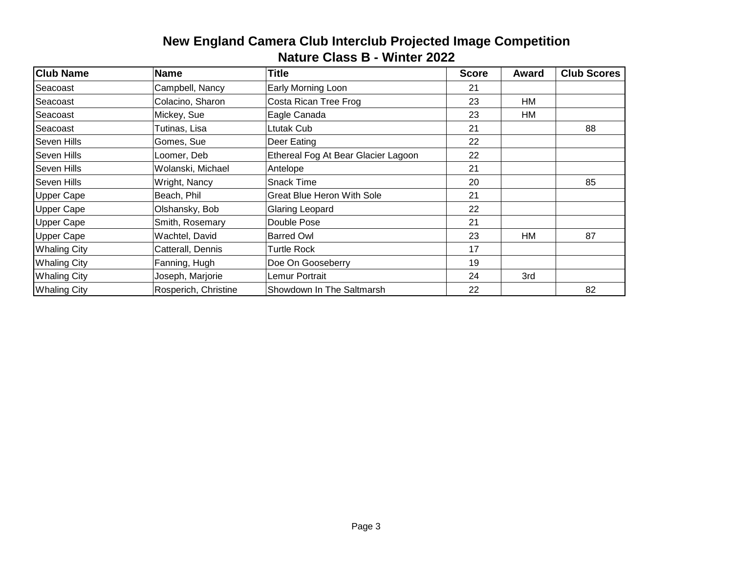# New England Camera Club Interclub Projected Image Competition

## Nature Class B - Winter 2022

| Club Name | Name | Title | Score | Award | Club Scores |
|---|---|---|---|---|---|
| Seacoast | Campbell, Nancy | Early Morning Loon | 21 | | |
| Seacoast | Colacino, Sharon | Costa Rican Tree Frog | 23 | HM | |
| Seacoast | Mickey, Sue | Eagle Canada | 23 | HM | |
| Seacoast | Tutinas, Lisa | Ltutak Cub | 21 | | 88 |
| Seven Hills | Gomes, Sue | Deer Eating | 22 | | |
| Seven Hills | Loomer, Deb | Ethereal Fog At Bear Glacier Lagoon | 22 | | |
| Seven Hills | Wolanski, Michael | Antelope | 21 | | |
| Seven Hills | Wright, Nancy | Snack Time | 20 | | 85 |
| Upper Cape | Beach, Phil | Great Blue Heron With Sole | 21 | | |
| Upper Cape | Olshansky, Bob | Glaring Leopard | 22 | | |
| Upper Cape | Smith, Rosemary | Double Pose | 21 | | |
| Upper Cape | Wachtel, David | Barred Owl | 23 | HM | 87 |
| Whaling City | Catterall, Dennis | Turtle Rock | 17 | | |
| Whaling City | Fanning, Hugh | Doe On Gooseberry | 19 | | |
| Whaling City | Joseph, Marjorie | Lemur Portrait | 24 | 3rd | |
| Whaling City | Rosperich, Christine | Showdown In The Saltmarsh | 22 | | 82 |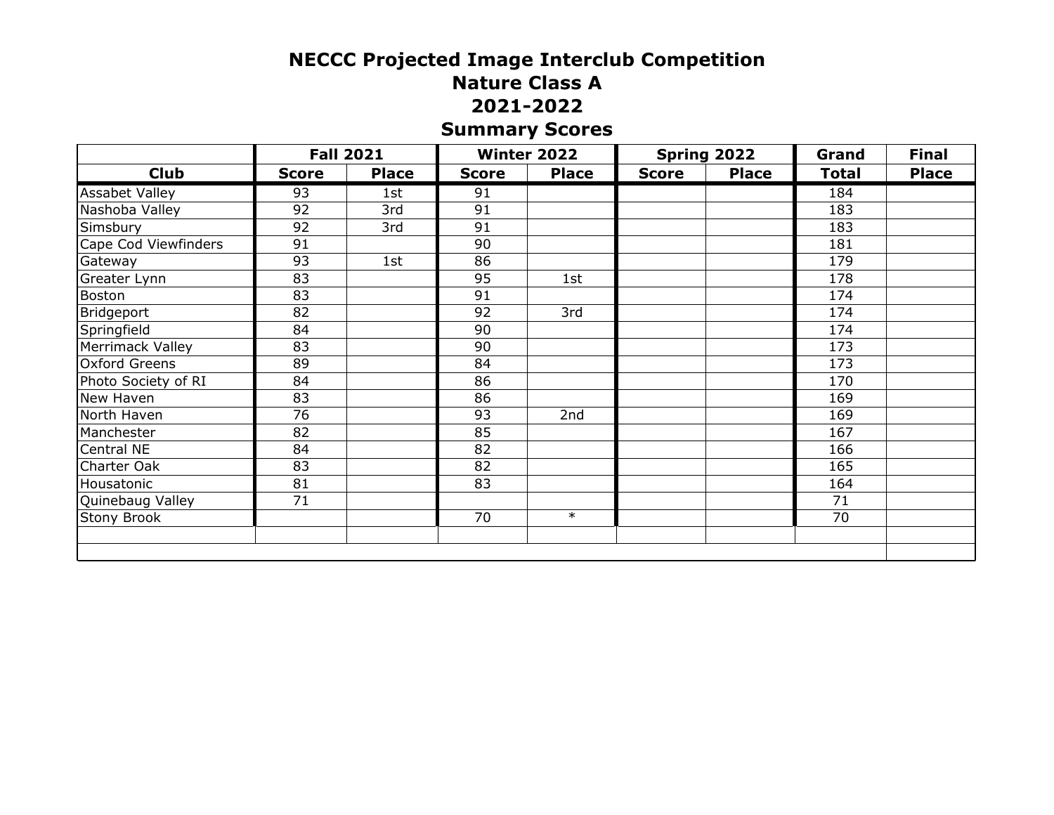# NECCC Projected Image Interclub Competition

## Nature Class A

## 2021-2022

## Summary Scores

| | Fall 2021 | | Winter 2022 | | Spring 2022 | | Grand | Final |
|---|---|---|---|---|---|---|---|---|
| Club | Score | Place | Score | Place | Score | Place | Total | Place |
| Assabet Valley | 93 | 1st | 91 | | | | 184 | |
| Nashoba Valley | 92 | 3rd | 91 | | | | 183 | |
| Simsbury | 92 | 3rd | 91 | | | | 183 | |
| Cape Cod Viewfinders | 91 | | 90 | | | | 181 | |
| Gateway | 93 | 1st | 86 | | | | 179 | |
| Greater Lynn | 83 | | 95 | 1st | | | 178 | |
| Boston | 83 | | 91 | | | | 174 | |
| Bridgeport | 82 | | 92 | 3rd | | | 174 | |
| Springfield | 84 | | 90 | | | | 174 | |
| Merrimack Valley | 83 | | 90 | | | | 173 | |
| Oxford Greens | 89 | | 84 | | | | 173 | |
| Photo Society of RI | 84 | | 86 | | | | 170 | |
| New Haven | 83 | | 86 | | | | 169 | |
| North Haven | 76 | | 93 | 2nd | | | 169 | |
| Manchester | 82 | | 85 | | | | 167 | |
| Central NE | 84 | | 82 | | | | 166 | |
| Charter Oak | 83 | | 82 | | | | 165 | |
| Housatonic | 81 | | 83 | | | | 164 | |
| Quinebaug Valley | 71 | | | | | | 71 | |
| Stony Brook | | | 70 | * | | | 70 | |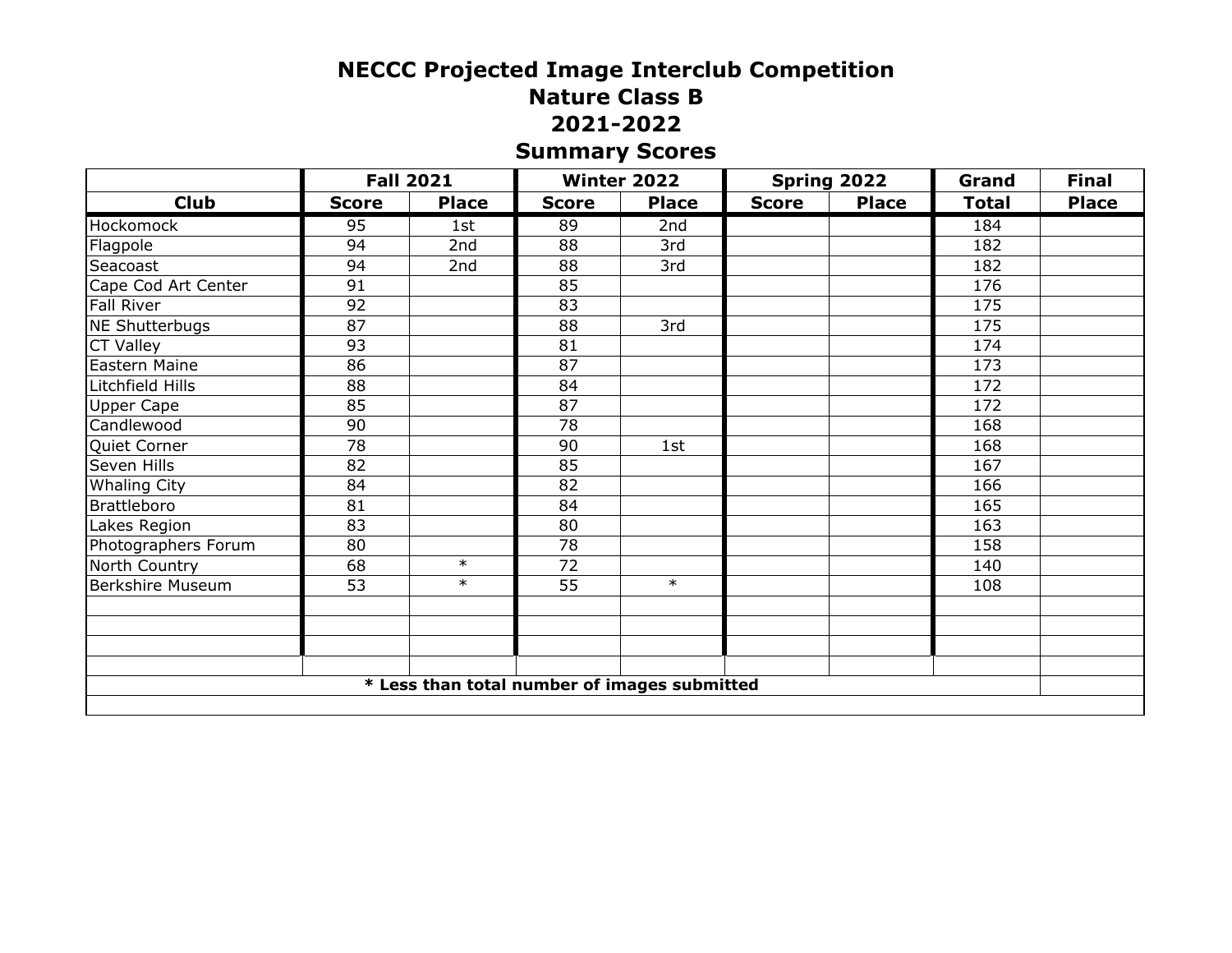# NECCC Projected Image Interclub Competition
## Nature Class B
## 2021-2022
## Summary Scores

| | Fall 2021 | | Winter 2022 | | Spring 2022 | | Grand | Final |
|---|---|---|---|---|---|---|---|---|
| Club | Score | Place | Score | Place | Score | Place | Total | Place |
| Hockomock | 95 | 1st | 89 | 2nd | | | 184 | |
| Flagpole | 94 | 2nd | 88 | 3rd | | | 182 | |
| Seacoast | 94 | 2nd | 88 | 3rd | | | 182 | |
| Cape Cod Art Center | 91 | | 85 | | | | 176 | |
| Fall River | 92 | | 83 | | | | 175 | |
| NE Shutterbugs | 87 | | 88 | 3rd | | | 175 | |
| CT Valley | 93 | | 81 | | | | 174 | |
| Eastern Maine | 86 | | 87 | | | | 173 | |
| Litchfield Hills | 88 | | 84 | | | | 172 | |
| Upper Cape | 85 | | 87 | | | | 172 | |
| Candlewood | 90 | | 78 | | | | 168 | |
| Quiet Corner | 78 | | 90 | 1st | | | 168 | |
| Seven Hills | 82 | | 85 | | | | 167 | |
| Whaling City | 84 | | 82 | | | | 166 | |
| Brattleboro | 81 | | 84 | | | | 165 | |
| Lakes Region | 83 | | 80 | | | | 163 | |
| Photographers Forum | 80 | | 78 | | | | 158 | |
| North Country | 68 | * | 72 | | | | 140 | |
| Berkshire Museum | 53 | * | 55 | * | | | 108 | |

**\* Less than total number of images submitted**